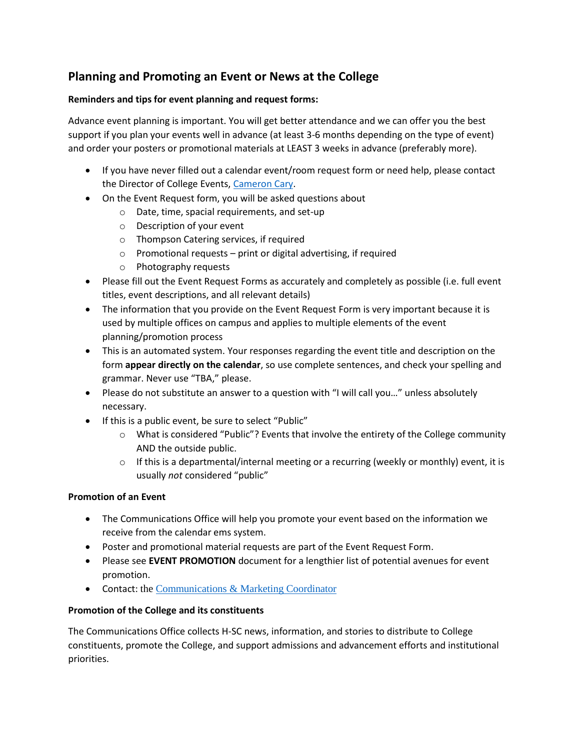# Planning and Promoting an Event or News at the College

**Reminders and tips for event planning and request forms:**

Advance event planning is important. You will get better attendance and we can offer you the best support if you plan your events well in advance (at least 3-6 months depending on the type of event) and order your posters or promotional materials at LEAST 3 weeks in advance (preferably more).

- If you have never filled out a calendar event/room request form or need help, please contact the Director of College Events, Cameron Cary.
- On the Event Request form, you will be asked questions about
  - Date, time, spacial requirements, and set-up
  - Description of your event
  - Thompson Catering services, if required
  - Promotional requests – print or digital advertising, if required
  - Photography requests
- Please fill out the Event Request Forms as accurately and completely as possible (i.e. full event titles, event descriptions, and all relevant details)
- The information that you provide on the Event Request Form is very important because it is used by multiple offices on campus and applies to multiple elements of the event planning/promotion process
- This is an automated system. Your responses regarding the event title and description on the form **appear directly on the calendar**, so use complete sentences, and check your spelling and grammar. Never use "TBA," please.
- Please do not substitute an answer to a question with "I will call you…" unless absolutely necessary.
- If this is a public event, be sure to select "Public"
  - What is considered "Public"? Events that involve the entirety of the College community AND the outside public.
  - If this is a departmental/internal meeting or a recurring (weekly or monthly) event, it is usually *not* considered "public"

**Promotion of an Event**

- The Communications Office will help you promote your event based on the information we receive from the calendar ems system.
- Poster and promotional material requests are part of the Event Request Form.
- Please see **EVENT PROMOTION** document for a lengthier list of potential avenues for event promotion.
- Contact: the Communications & Marketing Coordinator

**Promotion of the College and its constituents**

The Communications Office collects H-SC news, information, and stories to distribute to College constituents, promote the College, and support admissions and advancement efforts and institutional priorities.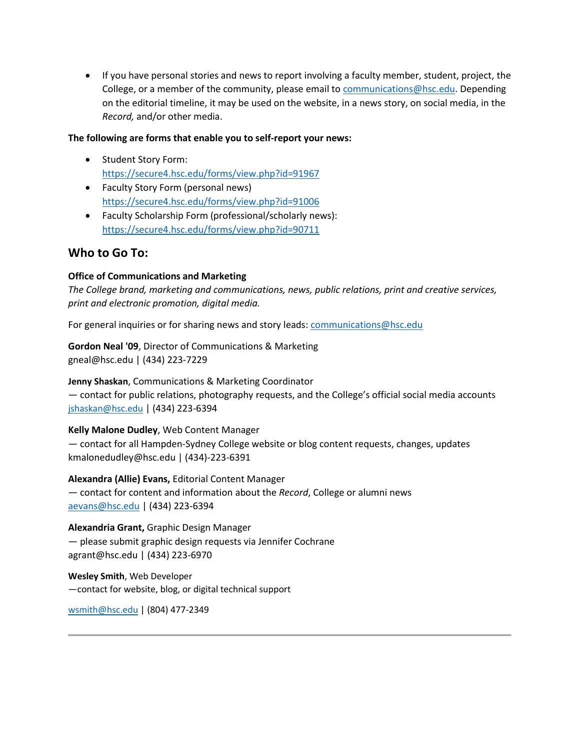- If you have personal stories and news to report involving a faculty member, student, project, the College, or a member of the community, please email to communications@hsc.edu. Depending on the editorial timeline, it may be used on the website, in a news story, on social media, in the *Record,* and/or other media.

**The following are forms that enable you to self-report your news:**

- Student Story Form: https://secure4.hsc.edu/forms/view.php?id=91967
- Faculty Story Form (personal news) https://secure4.hsc.edu/forms/view.php?id=91006
- Faculty Scholarship Form (professional/scholarly news): https://secure4.hsc.edu/forms/view.php?id=90711

## Who to Go To:

**Office of Communications and Marketing**
*The College brand, marketing and communications, news, public relations, print and creative services, print and electronic promotion, digital media.*

For general inquiries or for sharing news and story leads: communications@hsc.edu

**Gordon Neal '09**, Director of Communications & Marketing
gneal@hsc.edu | (434) 223-7229

**Jenny Shaskan**, Communications & Marketing Coordinator
— contact for public relations, photography requests, and the College's official social media accounts
jshaskan@hsc.edu | (434) 223-6394

**Kelly Malone Dudley**, Web Content Manager
— contact for all Hampden-Sydney College website or blog content requests, changes, updates
kmalonedudley@hsc.edu | (434)-223-6391

**Alexandra (Allie) Evans,** Editorial Content Manager
— contact for content and information about the *Record*, College or alumni news
aevans@hsc.edu | (434) 223-6394

**Alexandria Grant,** Graphic Design Manager
— please submit graphic design requests via Jennifer Cochrane
agrant@hsc.edu | (434) 223-6970

**Wesley Smith**, Web Developer
—contact for website, blog, or digital technical support

wsmith@hsc.edu | (804) 477-2349

---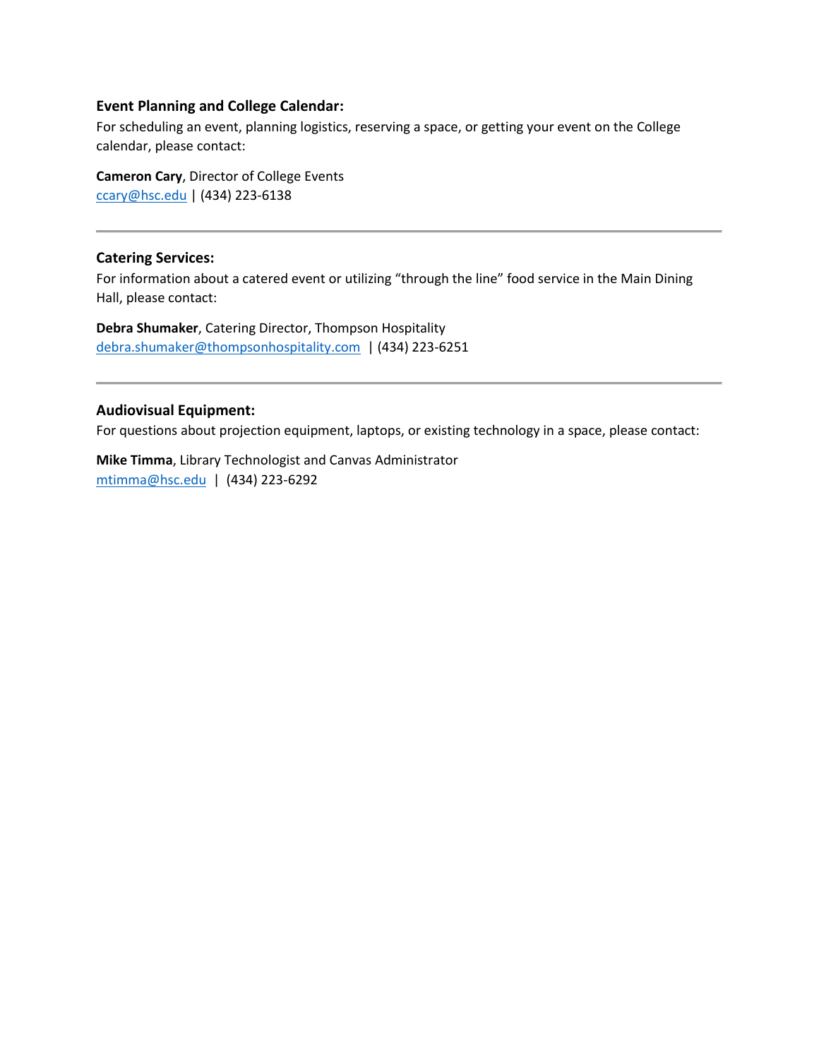### Event Planning and College Calendar:

For scheduling an event, planning logistics, reserving a space, or getting your event on the College calendar, please contact:

**Cameron Cary**, Director of College Events
ccary@hsc.edu | (434) 223-6138

---

### Catering Services:

For information about a catered event or utilizing “through the line” food service in the Main Dining Hall, please contact:

**Debra Shumaker**, Catering Director, Thompson Hospitality
debra.shumaker@thompsonhospitality.com | (434) 223-6251

---

### Audiovisual Equipment:

For questions about projection equipment, laptops, or existing technology in a space, please contact:

**Mike Timma**, Library Technologist and Canvas Administrator
mtimma@hsc.edu | (434) 223-6292